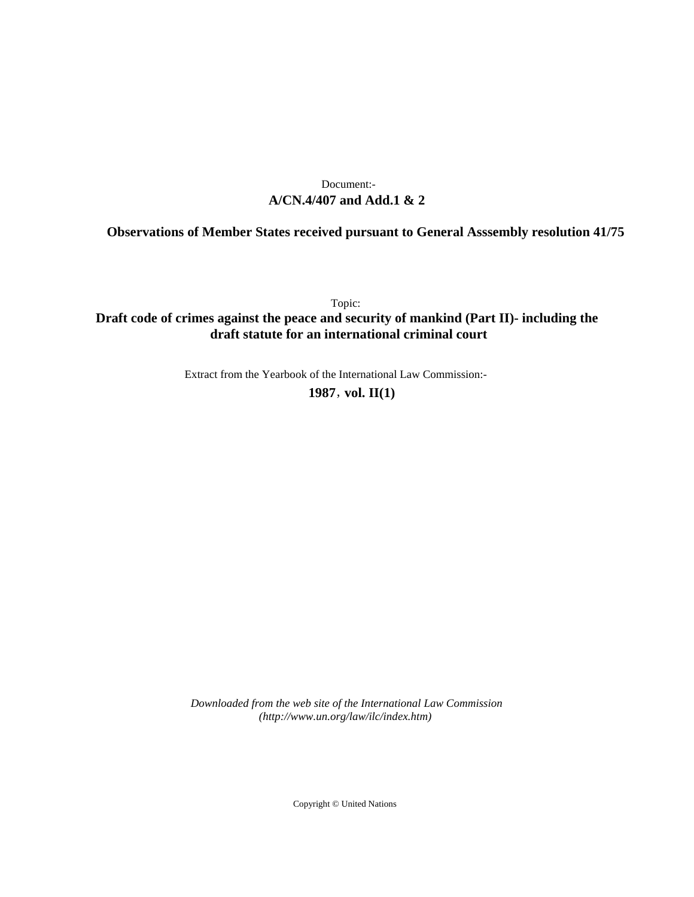Document:-

**A/CN.4/407 and Add.1 & 2**

**Observations of Member States received pursuant to General Asssembly resolution 41/75**

Topic:

**Draft code of crimes against the peace and security of mankind (Part II)- including the draft statute for an international criminal court**

Extract from the Yearbook of the International Law Commission:-

**1987**, **vol. II(1)**

*Downloaded from the web site of the International Law Commission (http://www.un.org/law/ilc/index.htm)*

Copyright © United Nations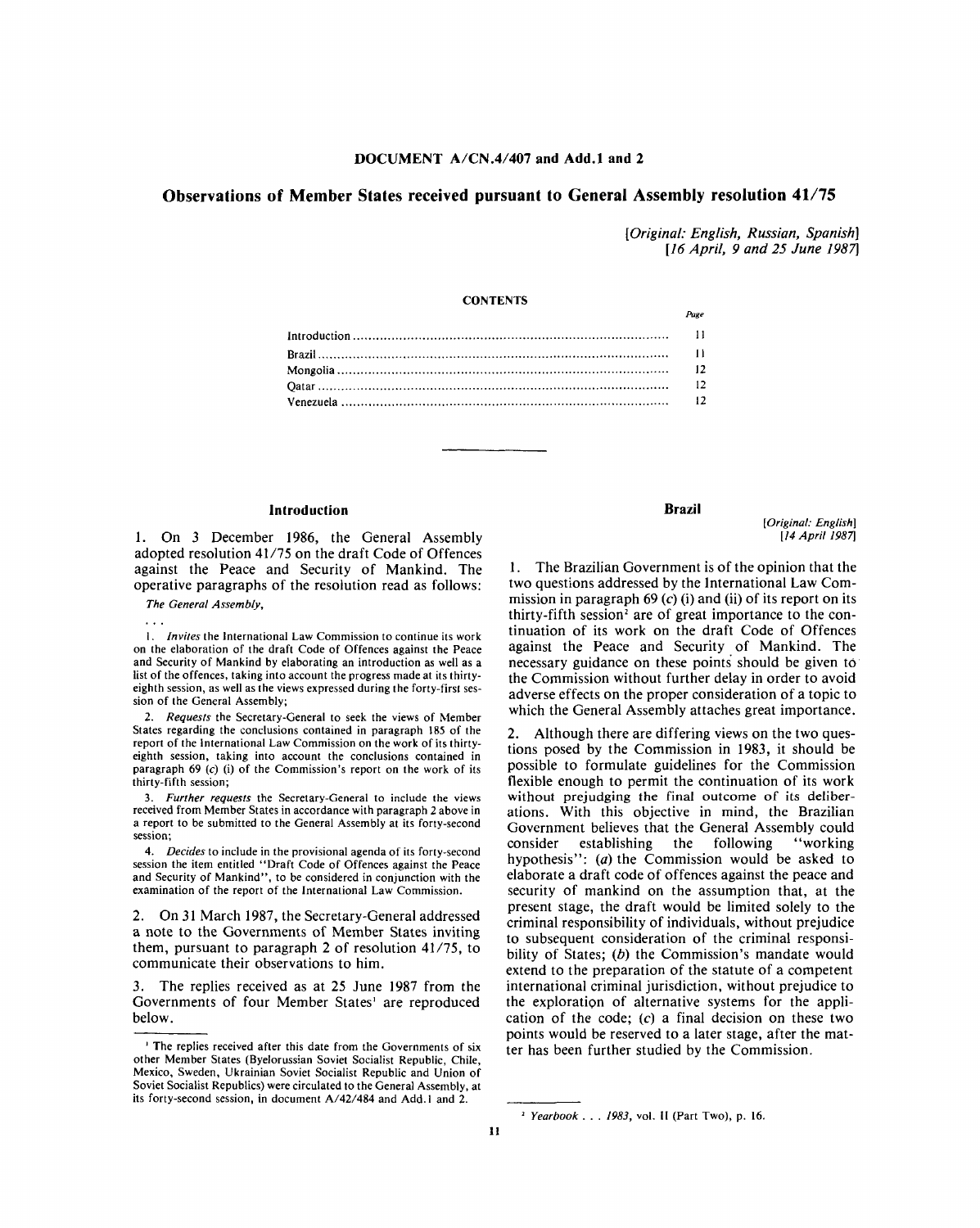## DOCUMENT A/CN.4/407 and Add.1 and 2

# Observations of Member States received pursuant to General Assembly resolution 41/75

*[Original: English, Russian, Spanish]*
*[16 April, 9 and 25 June 1987]*

CONTENTS

| | *Page* |
|---|---|
| Introduction | 11 |
| Brazil | 11 |
| Mongolia | 12 |
| Qatar | 12 |
| Venezuela | 12 |

## Introduction

1. On 3 December 1986, the General Assembly adopted resolution 41/75 on the draft Code of Offences against the Peace and Security of Mankind. The operative paragraphs of the resolution read as follows:

*The General Assembly,*

. . .

1. *Invites* the International Law Commission to continue its work on the elaboration of the draft Code of Offences against the Peace and Security of Mankind by elaborating an introduction as well as a list of the offences, taking into account the progress made at its thirty-eighth session, as well as the views expressed during the forty-first session of the General Assembly;

2. *Requests* the Secretary-General to seek the views of Member States regarding the conclusions contained in paragraph 185 of the report of the International Law Commission on the work of its thirty-eighth session, taking into account the conclusions contained in paragraph 69 (*c*) (i) of the Commission's report on the work of its thirty-fifth session;

3. *Further requests* the Secretary-General to include the views received from Member States in accordance with paragraph 2 above in a report to be submitted to the General Assembly at its forty-second session;

4. *Decides* to include in the provisional agenda of its forty-second session the item entitled "Draft Code of Offences against the Peace and Security of Mankind", to be considered in conjunction with the examination of the report of the International Law Commission.

2. On 31 March 1987, the Secretary-General addressed a note to the Governments of Member States inviting them, pursuant to paragraph 2 of resolution 41/75, to communicate their observations to him.

3. The replies received as at 25 June 1987 from the Governments of four Member States[1] are reproduced below.

[1] The replies received after this date from the Governments of six other Member States (Byelorussian Soviet Socialist Republic, Chile, Mexico, Sweden, Ukrainian Soviet Socialist Republic and Union of Soviet Socialist Republics) were circulated to the General Assembly, at its forty-second session, in document A/42/484 and Add.1 and 2.

## Brazil

*[Original: English]*
*[14 April 1987]*

1. The Brazilian Government is of the opinion that the two questions addressed by the International Law Commission in paragraph 69 (*c*) (i) and (ii) of its report on its thirty-fifth session[2] are of great importance to the continuation of its work on the draft Code of Offences against the Peace and Security of Mankind. The necessary guidance on these points should be given to the Commission without further delay in order to avoid adverse effects on the proper consideration of a topic to which the General Assembly attaches great importance.

2. Although there are differing views on the two questions posed by the Commission in 1983, it should be possible to formulate guidelines for the Commission flexible enough to permit the continuation of its work without prejudging the final outcome of its deliberations. With this objective in mind, the Brazilian Government believes that the General Assembly could consider establishing the following "working hypothesis": (*a*) the Commission would be asked to elaborate a draft code of offences against the peace and security of mankind on the assumption that, at the present stage, the draft would be limited solely to the criminal responsibility of individuals, without prejudice to subsequent consideration of the criminal responsibility of States; (*b*) the Commission's mandate would extend to the preparation of the statute of a competent international criminal jurisdiction, without prejudice to the exploration of alternative systems for the application of the code; (*c*) a final decision on these two points would be reserved to a later stage, after the matter has been further studied by the Commission.

[2] *Yearbook . . . 1983*, vol. II (Part Two), p. 16.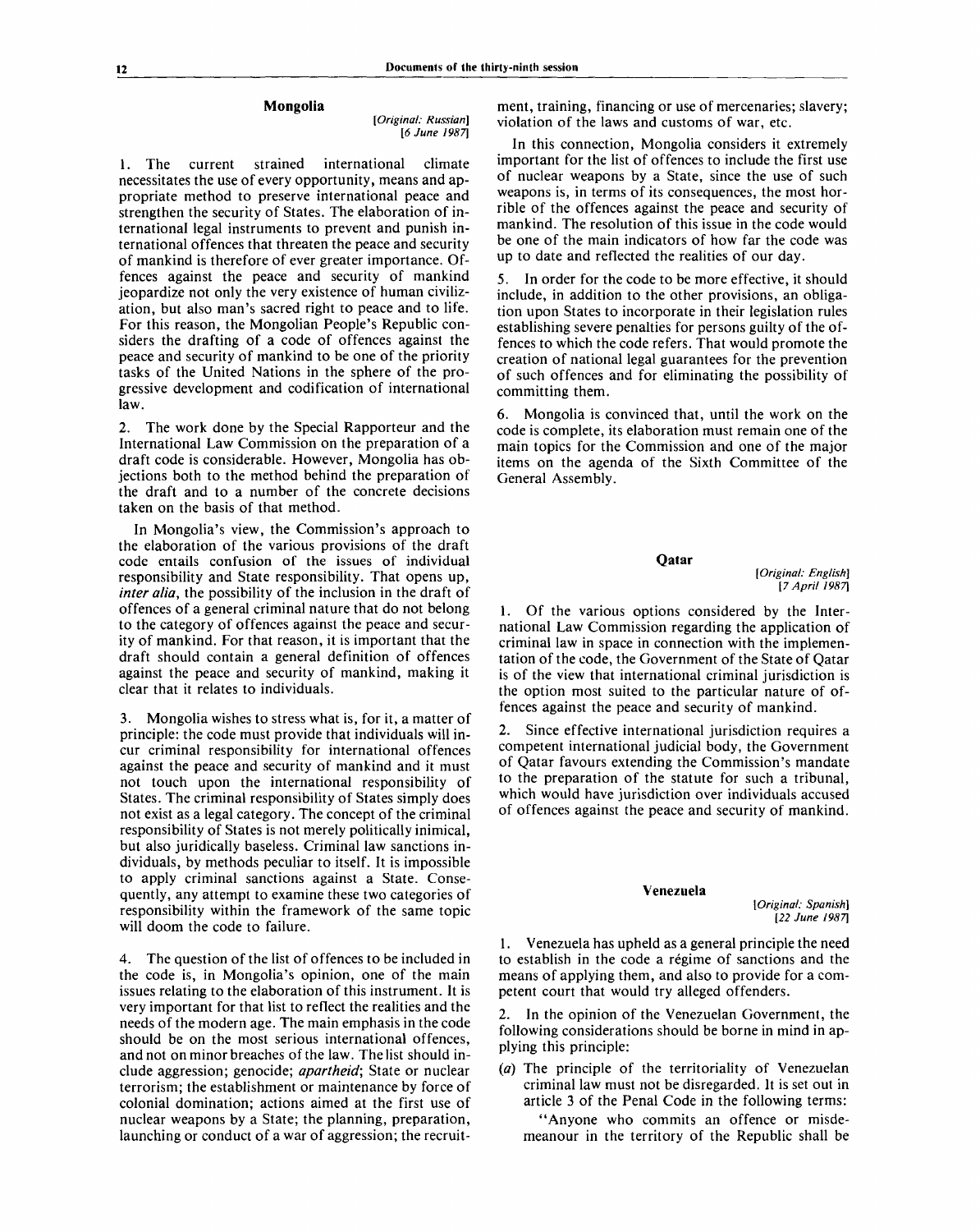### Mongolia

[*Original: Russian*]
[*6 June 1987*]

1. The current strained international climate necessitates the use of every opportunity, means and appropriate method to preserve international peace and strengthen the security of States. The elaboration of international legal instruments to prevent and punish international offences that threaten the peace and security of mankind is therefore of ever greater importance. Offences against the peace and security of mankind jeopardize not only the very existence of human civilization, but also man's sacred right to peace and to life. For this reason, the Mongolian People's Republic considers the drafting of a code of offences against the peace and security of mankind to be one of the priority tasks of the United Nations in the sphere of the progressive development and codification of international law.

2. The work done by the Special Rapporteur and the International Law Commission on the preparation of a draft code is considerable. However, Mongolia has objections both to the method behind the preparation of the draft and to a number of the concrete decisions taken on the basis of that method.

In Mongolia's view, the Commission's approach to the elaboration of the various provisions of the draft code entails confusion of the issues of individual responsibility and State responsibility. That opens up, *inter alia*, the possibility of the inclusion in the draft of offences of a general criminal nature that do not belong to the category of offences against the peace and security of mankind. For that reason, it is important that the draft should contain a general definition of offences against the peace and security of mankind, making it clear that it relates to individuals.

3. Mongolia wishes to stress what is, for it, a matter of principle: the code must provide that individuals will incur criminal responsibility for international offences against the peace and security of mankind and it must not touch upon the international responsibility of States. The criminal responsibility of States simply does not exist as a legal category. The concept of the criminal responsibility of States is not merely politically inimical, but also juridically baseless. Criminal law sanctions individuals, by methods peculiar to itself. It is impossible to apply criminal sanctions against a State. Consequently, any attempt to examine these two categories of responsibility within the framework of the same topic will doom the code to failure.

4. The question of the list of offences to be included in the code is, in Mongolia's opinion, one of the main issues relating to the elaboration of this instrument. It is very important for that list to reflect the realities and the needs of the modern age. The main emphasis in the code should be on the most serious international offences, and not on minor breaches of the law. The list should include aggression; genocide; *apartheid*; State or nuclear terrorism; the establishment or maintenance by force of colonial domination; actions aimed at the first use of nuclear weapons by a State; the planning, preparation, launching or conduct of a war of aggression; the recruitment, training, financing or use of mercenaries; slavery; violation of the laws and customs of war, etc.

In this connection, Mongolia considers it extremely important for the list of offences to include the first use of nuclear weapons by a State, since the use of such weapons is, in terms of its consequences, the most horrible of the offences against the peace and security of mankind. The resolution of this issue in the code would be one of the main indicators of how far the code was up to date and reflected the realities of our day.

5. In order for the code to be more effective, it should include, in addition to the other provisions, an obligation upon States to incorporate in their legislation rules establishing severe penalties for persons guilty of the offences to which the code refers. That would promote the creation of national legal guarantees for the prevention of such offences and for eliminating the possibility of committing them.

6. Mongolia is convinced that, until the work on the code is complete, its elaboration must remain one of the main topics for the Commission and one of the major items on the agenda of the Sixth Committee of the General Assembly.

### Qatar

[*Original: English*]
[*7 April 1987*]

1. Of the various options considered by the International Law Commission regarding the application of criminal law in space in connection with the implementation of the code, the Government of the State of Qatar is of the view that international criminal jurisdiction is the option most suited to the particular nature of offences against the peace and security of mankind.

2. Since effective international jurisdiction requires a competent international judicial body, the Government of Qatar favours extending the Commission's mandate to the preparation of the statute for such a tribunal, which would have jurisdiction over individuals accused of offences against the peace and security of mankind.

### Venezuela

[*Original: Spanish*]
[*22 June 1987*]

1. Venezuela has upheld as a general principle the need to establish in the code a régime of sanctions and the means of applying them, and also to provide for a competent court that would try alleged offenders.

2. In the opinion of the Venezuelan Government, the following considerations should be borne in mind in applying this principle:

(*a*) The principle of the territoriality of Venezuelan criminal law must not be disregarded. It is set out in article 3 of the Penal Code in the following terms:

"Anyone who commits an offence or misdemeanour in the territory of the Republic shall be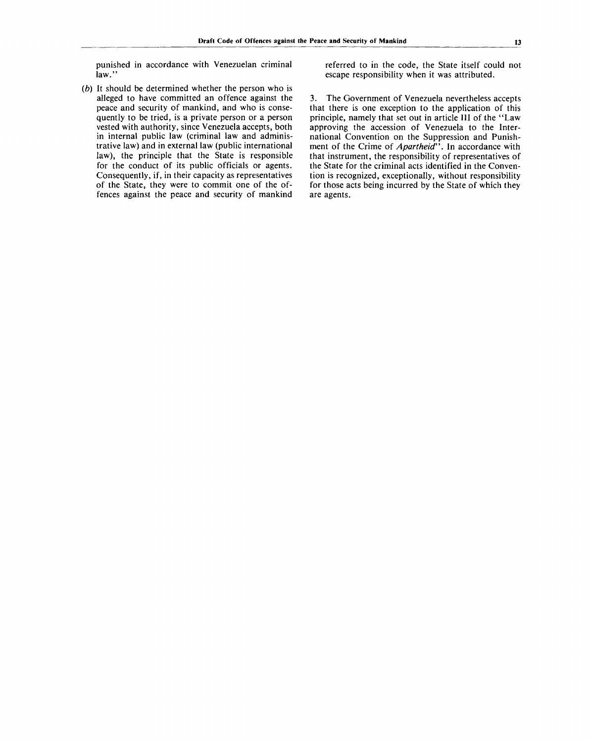punished in accordance with Venezuelan criminal law."

(*b*) It should be determined whether the person who is alleged to have committed an offence against the peace and security of mankind, and who is consequently to be tried, is a private person or a person vested with authority, since Venezuela accepts, both in internal public law (criminal law and administrative law) and in external law (public international law), the principle that the State is responsible for the conduct of its public officials or agents. Consequently, if, in their capacity as representatives of the State, they were to commit one of the offences against the peace and security of mankind referred to in the code, the State itself could not escape responsibility when it was attributed.

3. The Government of Venezuela nevertheless accepts that there is one exception to the application of this principle, namely that set out in article III of the "Law approving the accession of Venezuela to the International Convention on the Suppression and Punishment of the Crime of *Apartheid*". In accordance with that instrument, the responsibility of representatives of the State for the criminal acts identified in the Convention is recognized, exceptionally, without responsibility for those acts being incurred by the State of which they are agents.